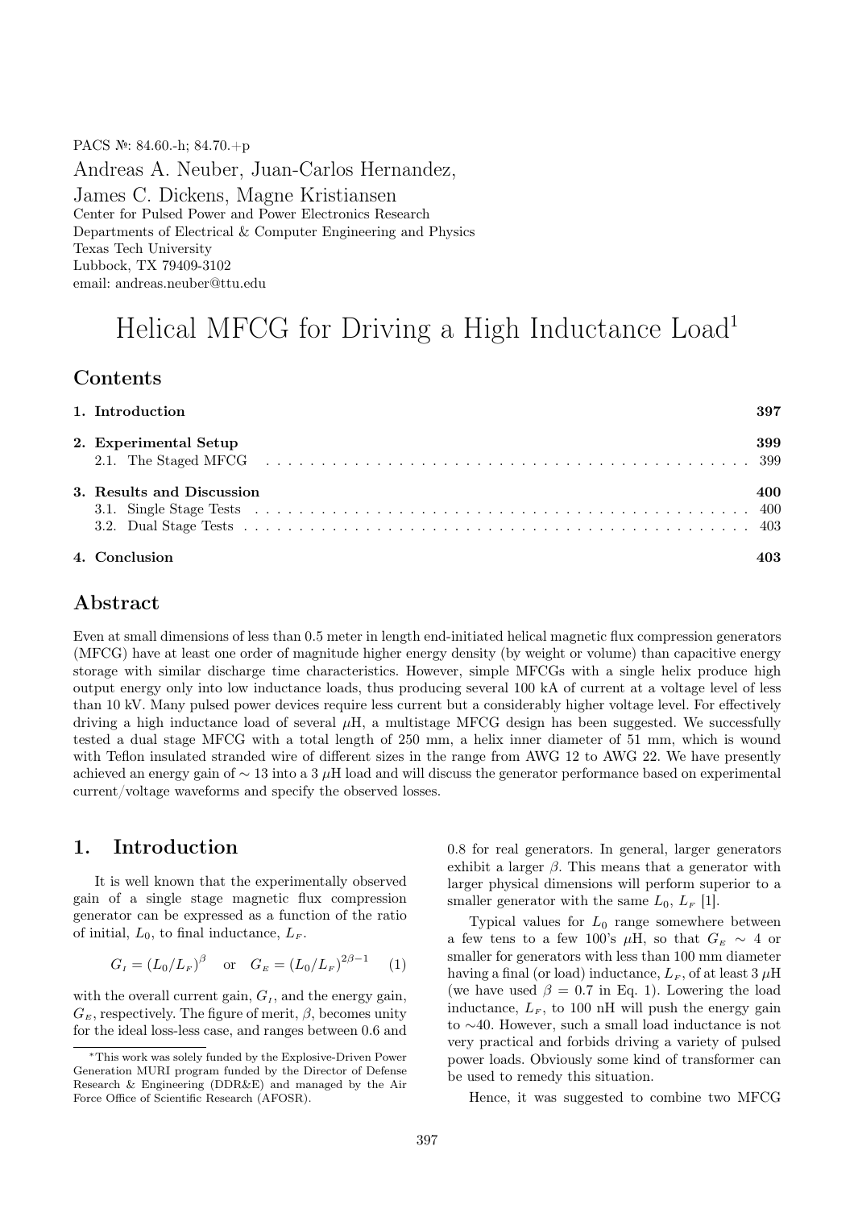PACS №: 84.60.-h; 84.70.+p

Andreas A. Neuber, Juan-Carlos Hernandez, James C. Dickens, Magne Kristiansen

Center for Pulsed Power and Power Electronics Research
Departments of Electrical & Computer Engineering and Physics
Texas Tech University
Lubbock, TX 79409-3102
email: andreas.neuber@ttu.edu

# Helical MFCG for Driving a High Inductance Load[1]

## Contents

| | |
|---|---|
| **1. Introduction** | **397** |
| **2. Experimental Setup** | **399** |
| 2.1. The Staged MFCG | 399 |
| **3. Results and Discussion** | **400** |
| 3.1. Single Stage Tests | 400 |
| 3.2. Dual Stage Tests | 403 |
| **4. Conclusion** | **403** |

## Abstract

Even at small dimensions of less than 0.5 meter in length end-initiated helical magnetic flux compression generators (MFCG) have at least one order of magnitude higher energy density (by weight or volume) than capacitive energy storage with similar discharge time characteristics. However, simple MFCGs with a single helix produce high output energy only into low inductance loads, thus producing several 100 kA of current at a voltage level of less than 10 kV. Many pulsed power devices require less current but a considerably higher voltage level. For effectively driving a high inductance load of several μH, a multistage MFCG design has been suggested. We successfully tested a dual stage MFCG with a total length of 250 mm, a helix inner diameter of 51 mm, which is wound with Teflon insulated stranded wire of different sizes in the range from AWG 12 to AWG 22. We have presently achieved an energy gain of ∼ 13 into a 3 μH load and will discuss the generator performance based on experimental current/voltage waveforms and specify the observed losses.

## 1. Introduction

It is well known that the experimentally observed gain of a single stage magnetic flux compression generator can be expressed as a function of the ratio of initial, $L_0$, to final inductance, $L_F$.

$$G_I = (L_0/L_F)^{\beta} \quad \text{or} \quad G_E = (L_0/L_F)^{2\beta-1} \qquad (1)$$

with the overall current gain, $G_I$, and the energy gain, $G_E$, respectively. The figure of merit, $\beta$, becomes unity for the ideal loss-less case, and ranges between 0.6 and 0.8 for real generators. In general, larger generators exhibit a larger $\beta$. This means that a generator with larger physical dimensions will perform superior to a smaller generator with the same $L_0$, $L_F$ [1].

Typical values for $L_0$ range somewhere between a few tens to a few 100's μH, so that $G_E \sim 4$ or smaller for generators with less than 100 mm diameter having a final (or load) inductance, $L_F$, of at least 3 μH (we have used $\beta = 0.7$ in Eq. 1). Lowering the load inductance, $L_F$, to 100 nH will push the energy gain to ∼40. However, such a small load inductance is not very practical and forbids driving a variety of pulsed power loads. Obviously some kind of transformer can be used to remedy this situation.

Hence, it was suggested to combine two MFCG

[1] This work was solely funded by the Explosive-Driven Power Generation MURI program funded by the Director of Defense Research & Engineering (DDR&E) and managed by the Air Force Office of Scientific Research (AFOSR).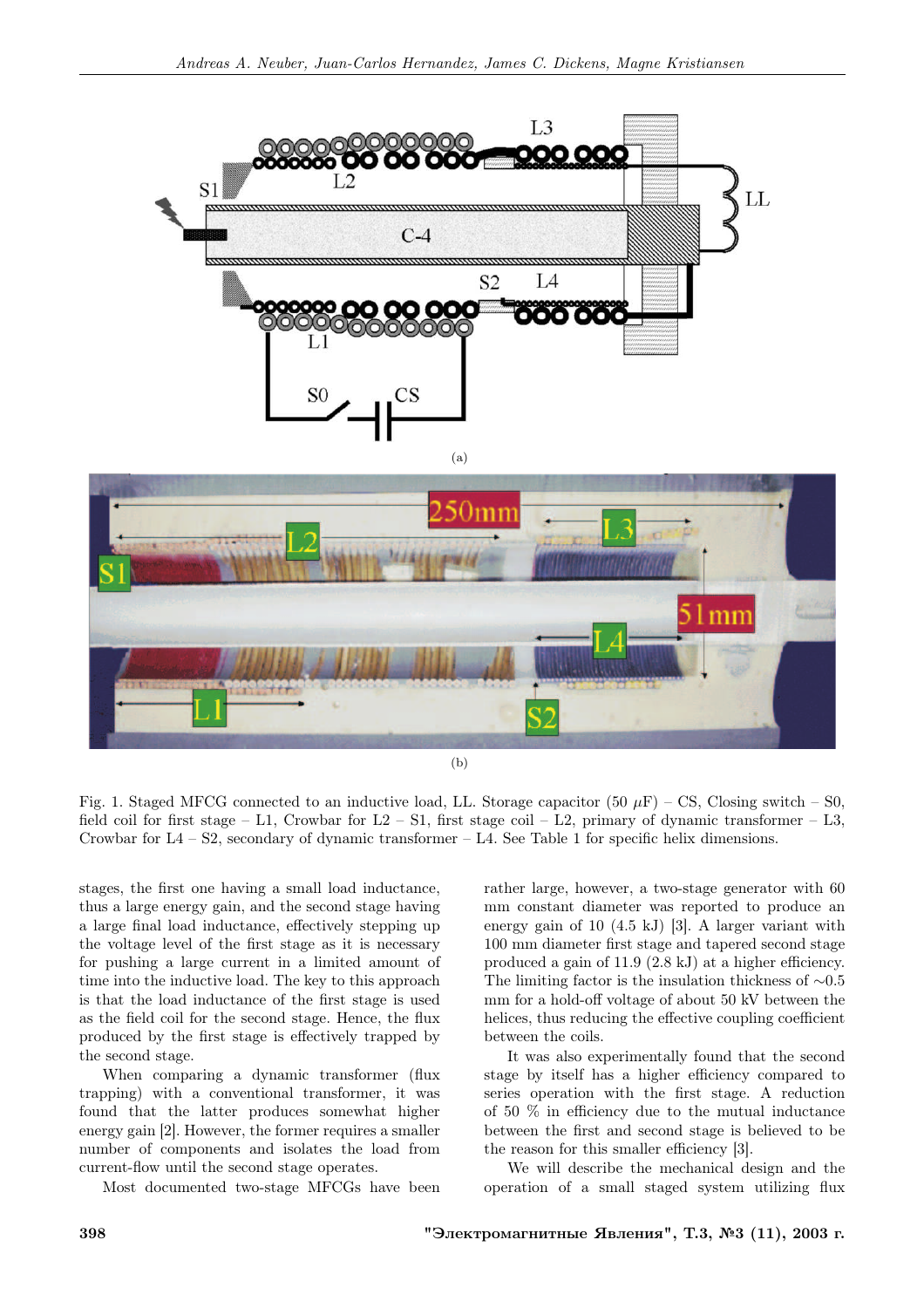(a)

(b)

Fig. 1. Staged MFCG connected to an inductive load, LL. Storage capacitor (50 $\mu$F) – CS, Closing switch – S0, field coil for first stage – L1, Crowbar for L2 – S1, first stage coil – L2, primary of dynamic transformer – L3, Crowbar for L4 – S2, secondary of dynamic transformer – L4. See Table 1 for specific helix dimensions.

stages, the first one having a small load inductance, thus a large energy gain, and the second stage having a large final load inductance, effectively stepping up the voltage level of the first stage as it is necessary for pushing a large current in a limited amount of time into the inductive load. The key to this approach is that the load inductance of the first stage is used as the field coil for the second stage. Hence, the flux produced by the first stage is effectively trapped by the second stage.

When comparing a dynamic transformer (flux trapping) with a conventional transformer, it was found that the latter produces somewhat higher energy gain [2]. However, the former requires a smaller number of components and isolates the load from current-flow until the second stage operates.

Most documented two-stage MFCGs have been rather large, however, a two-stage generator with 60 mm constant diameter was reported to produce an energy gain of 10 (4.5 kJ) [3]. A larger variant with 100 mm diameter first stage and tapered second stage produced a gain of 11.9 (2.8 kJ) at a higher efficiency. The limiting factor is the insulation thickness of ~0.5 mm for a hold-off voltage of about 50 kV between the helices, thus reducing the effective coupling coefficient between the coils.

It was also experimentally found that the second stage by itself has a higher efficiency compared to series operation with the first stage. A reduction of 50 % in efficiency due to the mutual inductance between the first and second stage is believed to be the reason for this smaller efficiency [3].

We will describe the mechanical design and the operation of a small staged system utilizing flux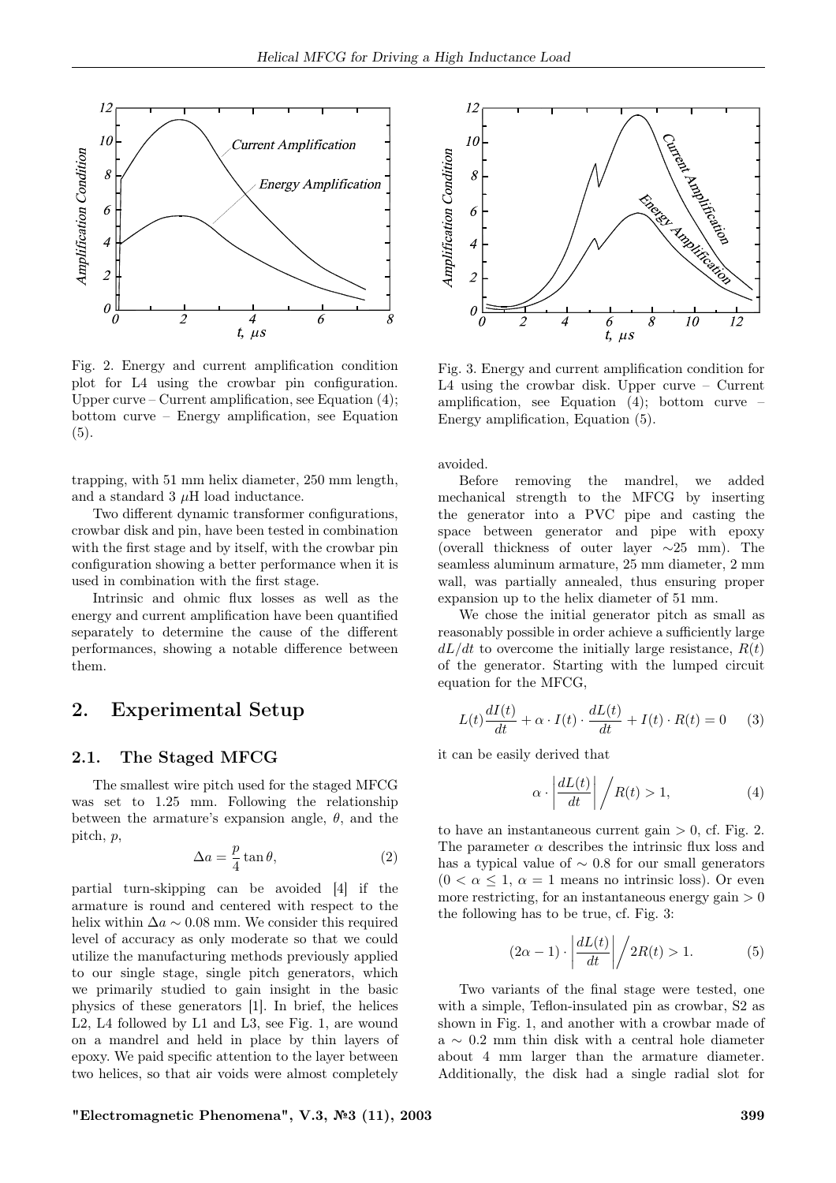Fig. 2. Energy and current amplification condition plot for L4 using the crowbar pin configuration. Upper curve – Current amplification, see Equation (4); bottom curve – Energy amplification, see Equation (5).

Fig. 3. Energy and current amplification condition for L4 using the crowbar disk. Upper curve – Current amplification, see Equation (4); bottom curve – Energy amplification, Equation (5).

trapping, with 51 mm helix diameter, 250 mm length, and a standard 3 $\mu$H load inductance.

Two different dynamic transformer configurations, crowbar disk and pin, have been tested in combination with the first stage and by itself, with the crowbar pin configuration showing a better performance when it is used in combination with the first stage.

Intrinsic and ohmic flux losses as well as the energy and current amplification have been quantified separately to determine the cause of the different performances, showing a notable difference between them.

## 2. Experimental Setup

### 2.1. The Staged MFCG

The smallest wire pitch used for the staged MFCG was set to 1.25 mm. Following the relationship between the armature's expansion angle, $\theta$, and the pitch, $p$,

$$\Delta a = \frac{p}{4}\tan\theta, \tag{2}$$

partial turn-skipping can be avoided [4] if the armature is round and centered with respect to the helix within $\Delta a \sim 0.08$ mm. We consider this required level of accuracy as only moderate so that we could utilize the manufacturing methods previously applied to our single stage, single pitch generators, which we primarily studied to gain insight in the basic physics of these generators [1]. In brief, the helices L2, L4 followed by L1 and L3, see Fig. 1, are wound on a mandrel and held in place by thin layers of epoxy. We paid specific attention to the layer between two helices, so that air voids were almost completely avoided.

Before removing the mandrel, we added mechanical strength to the MFCG by inserting the generator into a PVC pipe and casting the space between generator and pipe with epoxy (overall thickness of outer layer ~25 mm). The seamless aluminum armature, 25 mm diameter, 2 mm wall, was partially annealed, thus ensuring proper expansion up to the helix diameter of 51 mm.

We chose the initial generator pitch as small as reasonably possible in order achieve a sufficiently large $dL/dt$ to overcome the initially large resistance, $R(t)$ of the generator. Starting with the lumped circuit equation for the MFCG,

$$L(t)\frac{dI(t)}{dt} + \alpha \cdot I(t) \cdot \frac{dL(t)}{dt} + I(t) \cdot R(t) = 0 \tag{3}$$

it can be easily derived that

$$\alpha \cdot \left|\frac{dL(t)}{dt}\right| \Big/ R(t) > 1, \tag{4}$$

to have an instantaneous current gain > 0, cf. Fig. 2. The parameter $\alpha$ describes the intrinsic flux loss and has a typical value of ~ 0.8 for our small generators ($0 < \alpha \leq 1$, $\alpha = 1$ means no intrinsic loss). Or even more restricting, for an instantaneous energy gain > 0 the following has to be true, cf. Fig. 3:

$$(2\alpha - 1) \cdot \left|\frac{dL(t)}{dt}\right| \Big/ 2R(t) > 1. \tag{5}$$

Two variants of the final stage were tested, one with a simple, Teflon-insulated pin as crowbar, S2 as shown in Fig. 1, and another with a crowbar made of a ~ 0.2 mm thin disk with a central hole diameter about 4 mm larger than the armature diameter. Additionally, the disk had a single radial slot for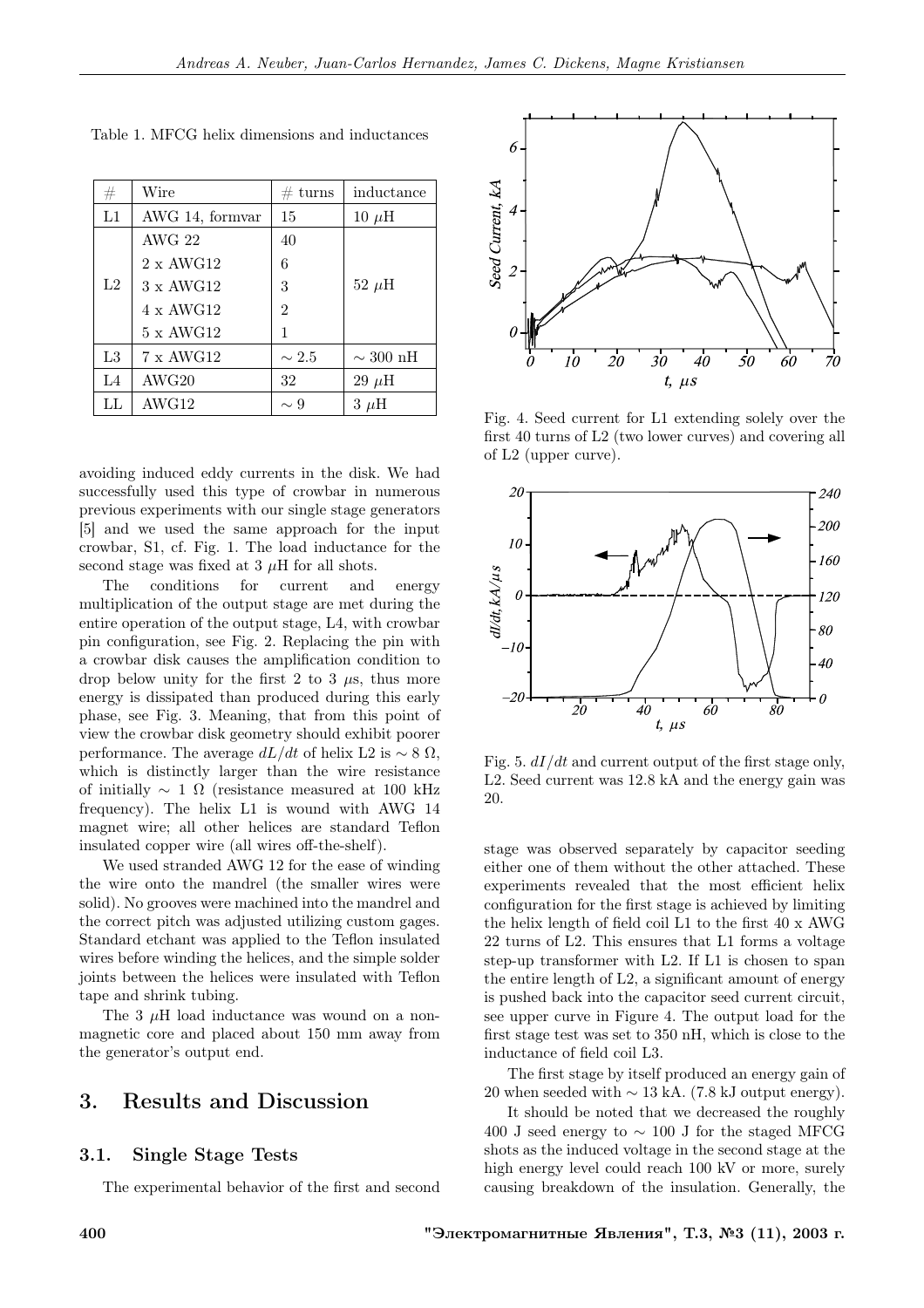Table 1. MFCG helix dimensions and inductances

| # | Wire | # turns | inductance |
|---|---|---|---|
| L1 | AWG 14, formvar | 15 | 10 $\mu$H |
| L2 | AWG 22 | 40 | 52 $\mu$H |
| | 2 x AWG12 | 6 | |
| | 3 x AWG12 | 3 | |
| | 4 x AWG12 | 2 | |
| | 5 x AWG12 | 1 | |
| L3 | 7 x AWG12 | $\sim 2.5$ | $\sim 300$ nH |
| L4 | AWG20 | 32 | 29 $\mu$H |
| LL | AWG12 | $\sim 9$ | 3 $\mu$H |

avoiding induced eddy currents in the disk. We had successfully used this type of crowbar in numerous previous experiments with our single stage generators [5] and we used the same approach for the input crowbar, S1, cf. Fig. 1. The load inductance for the second stage was fixed at 3 $\mu$H for all shots.

The conditions for current and energy multiplication of the output stage are met during the entire operation of the output stage, L4, with crowbar pin configuration, see Fig. 2. Replacing the pin with a crowbar disk causes the amplification condition to drop below unity for the first 2 to 3 $\mu$s, thus more energy is dissipated than produced during this early phase, see Fig. 3. Meaning, that from this point of view the crowbar disk geometry should exhibit poorer performance. The average $dL/dt$ of helix L2 is $\sim 8\ \Omega$, which is distinctly larger than the wire resistance of initially $\sim 1\ \Omega$ (resistance measured at 100 kHz frequency). The helix L1 is wound with AWG 14 magnet wire; all other helices are standard Teflon insulated copper wire (all wires off-the-shelf).

We used stranded AWG 12 for the ease of winding the wire onto the mandrel (the smaller wires were solid). No grooves were machined into the mandrel and the correct pitch was adjusted utilizing custom gages. Standard etchant was applied to the Teflon insulated wires before winding the helices, and the simple solder joints between the helices were insulated with Teflon tape and shrink tubing.

The 3 $\mu$H load inductance was wound on a non-magnetic core and placed about 150 mm away from the generator's output end.

## 3. Results and Discussion

### 3.1. Single Stage Tests

The experimental behavior of the first and second stage was observed separately by capacitor seeding either one of them without the other attached. These experiments revealed that the most efficient helix configuration for the first stage is achieved by limiting the helix length of field coil L1 to the first 40 x AWG 22 turns of L2. This ensures that L1 forms a voltage step-up transformer with L2. If L1 is chosen to span the entire length of L2, a significant amount of energy is pushed back into the capacitor seed current circuit, see upper curve in Figure 4. The output load for the first stage test was set to 350 nH, which is close to the inductance of field coil L3.

Fig. 4. Seed current for L1 extending solely over the first 40 turns of L2 (two lower curves) and covering all of L2 (upper curve).

Fig. 5. $dI/dt$ and current output of the first stage only, L2. Seed current was 12.8 kA and the energy gain was 20.

The first stage by itself produced an energy gain of 20 when seeded with $\sim 13$ kA. (7.8 kJ output energy).

It should be noted that we decreased the roughly 400 J seed energy to $\sim 100$ J for the staged MFCG shots as the induced voltage in the second stage at the high energy level could reach 100 kV or more, surely causing breakdown of the insulation. Generally, the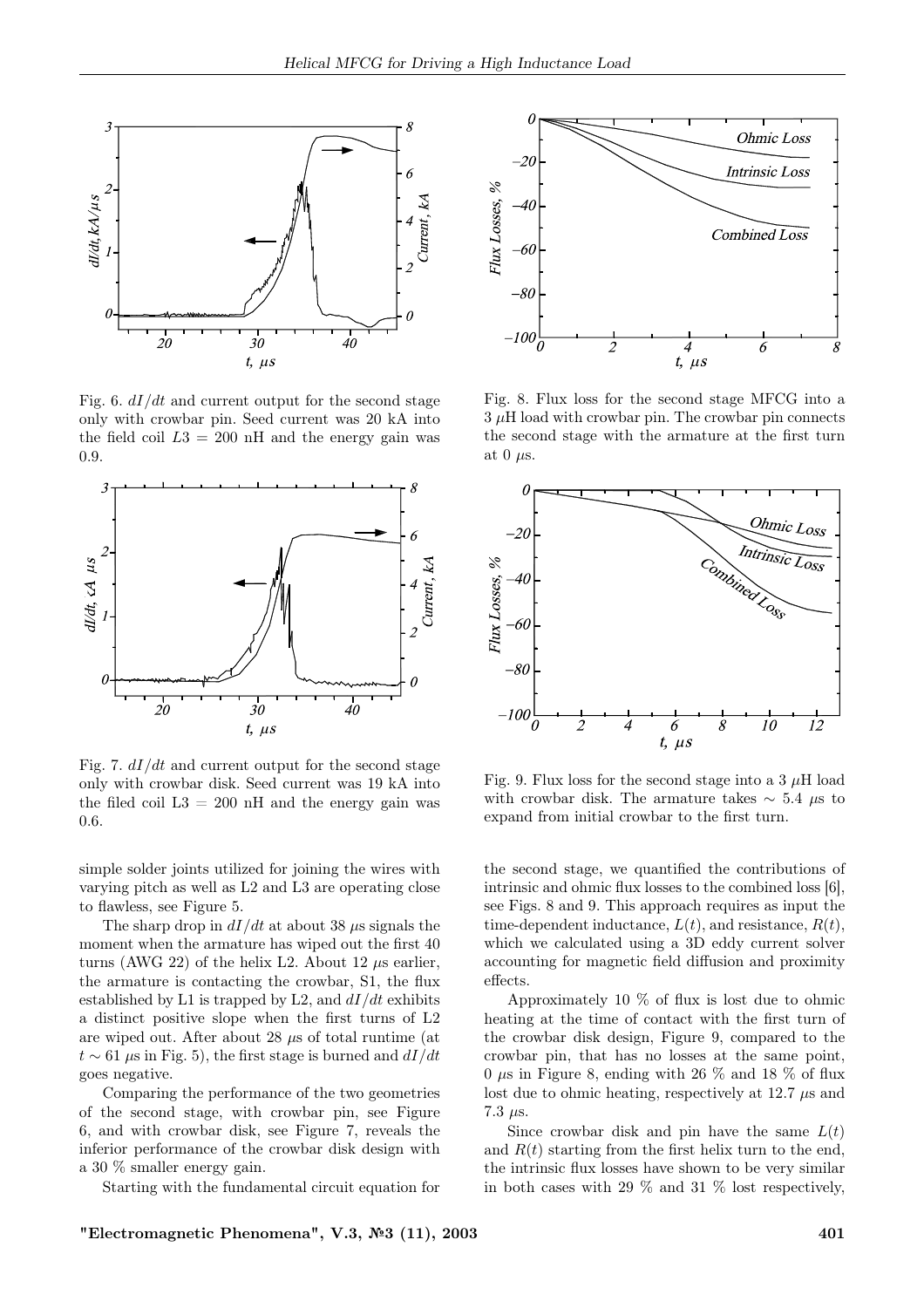Fig. 6. $dI/dt$ and current output for the second stage only with crowbar pin. Seed current was 20 kA into the field coil $L3 = 200$ nH and the energy gain was 0.9.

Fig. 7. $dI/dt$ and current output for the second stage only with crowbar disk. Seed current was 19 kA into the filed coil L3 = 200 nH and the energy gain was 0.6.

Fig. 8. Flux loss for the second stage MFCG into a 3 $\mu$H load with crowbar pin. The crowbar pin connects the second stage with the armature at the first turn at 0 $\mu$s.

Fig. 9. Flux loss for the second stage into a 3 $\mu$H load with crowbar disk. The armature takes $\sim$ 5.4 $\mu$s to expand from initial crowbar to the first turn.

simple solder joints utilized for joining the wires with varying pitch as well as L2 and L3 are operating close to flawless, see Figure 5.

The sharp drop in $dI/dt$ at about 38 $\mu$s signals the moment when the armature has wiped out the first 40 turns (AWG 22) of the helix L2. About 12 $\mu$s earlier, the armature is contacting the crowbar, S1, the flux established by L1 is trapped by L2, and $dI/dt$ exhibits a distinct positive slope when the first turns of L2 are wiped out. After about 28 $\mu$s of total runtime (at $t \sim 61$ $\mu$s in Fig. 5), the first stage is burned and $dI/dt$ goes negative.

Comparing the performance of the two geometries of the second stage, with crowbar pin, see Figure 6, and with crowbar disk, see Figure 7, reveals the inferior performance of the crowbar disk design with a 30 % smaller energy gain.

Starting with the fundamental circuit equation for the second stage, we quantified the contributions of intrinsic and ohmic flux losses to the combined loss [6], see Figs. 8 and 9. This approach requires as input the time-dependent inductance, $L(t)$, and resistance, $R(t)$, which we calculated using a 3D eddy current solver accounting for magnetic field diffusion and proximity effects.

Approximately 10 % of flux is lost due to ohmic heating at the time of contact with the first turn of the crowbar disk design, Figure 9, compared to the crowbar pin, that has no losses at the same point, 0 $\mu$s in Figure 8, ending with 26 % and 18 % of flux lost due to ohmic heating, respectively at 12.7 $\mu$s and 7.3 $\mu$s.

Since crowbar disk and pin have the same $L(t)$ and $R(t)$ starting from the first helix turn to the end, the intrinsic flux losses have shown to be very similar in both cases with 29 % and 31 % lost respectively,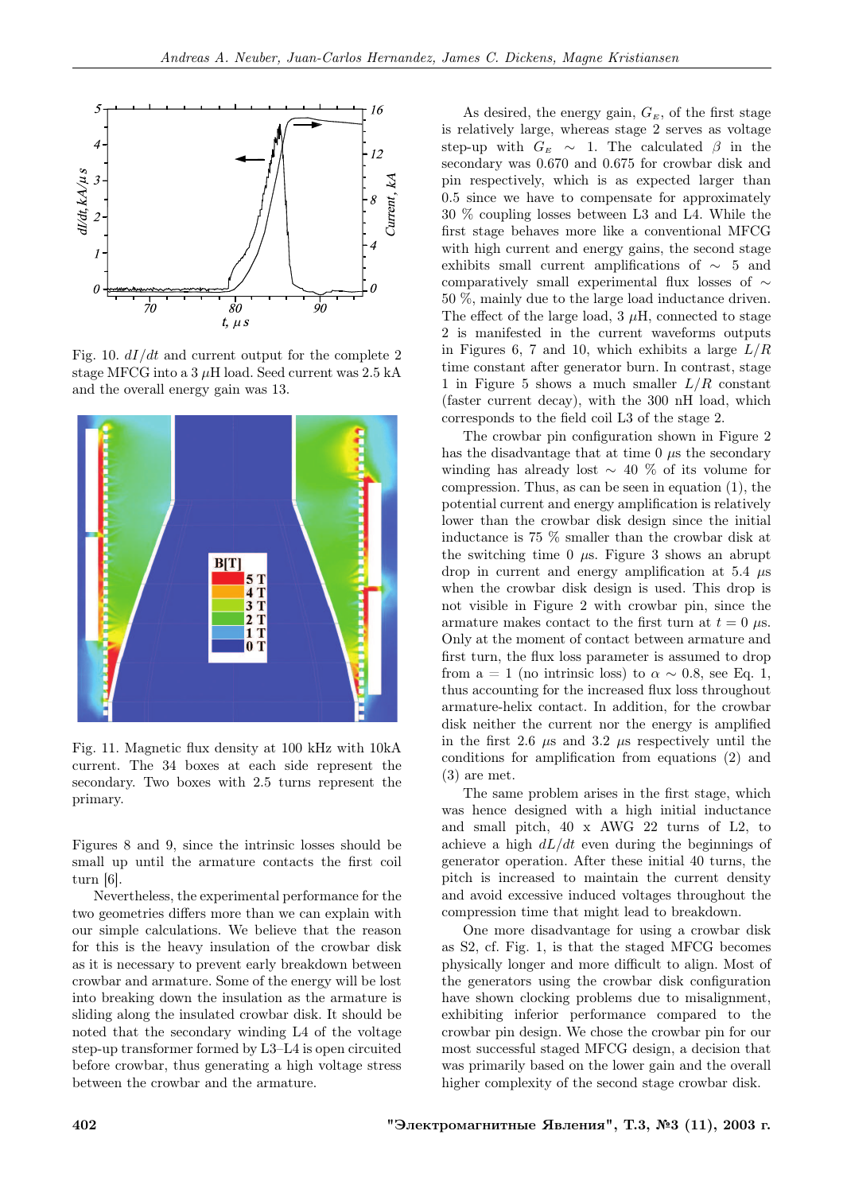Fig. 10. $dI/dt$ and current output for the complete 2 stage MFCG into a 3 $\mu$H load. Seed current was 2.5 kA and the overall energy gain was 13.

Fig. 11. Magnetic flux density at 100 kHz with 10kA current. The 34 boxes at each side represent the secondary. Two boxes with 2.5 turns represent the primary.

Figures 8 and 9, since the intrinsic losses should be small up until the armature contacts the first coil turn [6].

Nevertheless, the experimental performance for the two geometries differs more than we can explain with our simple calculations. We believe that the reason for this is the heavy insulation of the crowbar disk as it is necessary to prevent early breakdown between crowbar and armature. Some of the energy will be lost into breaking down the insulation as the armature is sliding along the insulated crowbar disk. It should be noted that the secondary winding L4 of the voltage step-up transformer formed by L3–L4 is open circuited before crowbar, thus generating a high voltage stress between the crowbar and the armature.

As desired, the energy gain, $G_E$, of the first stage is relatively large, whereas stage 2 serves as voltage step-up with $G_E \sim 1$. The calculated $\beta$ in the secondary was 0.670 and 0.675 for crowbar disk and pin respectively, which is as expected larger than 0.5 since we have to compensate for approximately 30 % coupling losses between L3 and L4. While the first stage behaves more like a conventional MFCG with high current and energy gains, the second stage exhibits small current amplifications of $\sim$ 5 and comparatively small experimental flux losses of $\sim$ 50 %, mainly due to the large load inductance driven. The effect of the large load, 3 $\mu$H, connected to stage 2 is manifested in the current waveforms outputs in Figures 6, 7 and 10, which exhibits a large $L/R$ time constant after generator burn. In contrast, stage 1 in Figure 5 shows a much smaller $L/R$ constant (faster current decay), with the 300 nH load, which corresponds to the field coil L3 of the stage 2.

The crowbar pin configuration shown in Figure 2 has the disadvantage that at time 0 $\mu$s the secondary winding has already lost $\sim$ 40 % of its volume for compression. Thus, as can be seen in equation (1), the potential current and energy amplification is relatively lower than the crowbar disk design since the initial inductance is 75 % smaller than the crowbar disk at the switching time 0 $\mu$s. Figure 3 shows an abrupt drop in current and energy amplification at 5.4 $\mu$s when the crowbar disk design is used. This drop is not visible in Figure 2 with crowbar pin, since the armature makes contact to the first turn at $t = 0$ $\mu$s. Only at the moment of contact between armature and first turn, the flux loss parameter is assumed to drop from $a = 1$ (no intrinsic loss) to $\alpha \sim 0.8$, see Eq. 1, thus accounting for the increased flux loss throughout armature-helix contact. In addition, for the crowbar disk neither the current nor the energy is amplified in the first 2.6 $\mu$s and 3.2 $\mu$s respectively until the conditions for amplification from equations (2) and (3) are met.

The same problem arises in the first stage, which was hence designed with a high initial inductance and small pitch, 40 x AWG 22 turns of L2, to achieve a high $dL/dt$ even during the beginnings of generator operation. After these initial 40 turns, the pitch is increased to maintain the current density and avoid excessive induced voltages throughout the compression time that might lead to breakdown.

One more disadvantage for using a crowbar disk as S2, cf. Fig. 1, is that the staged MFCG becomes physically longer and more difficult to align. Most of the generators using the crowbar disk configuration have shown clocking problems due to misalignment, exhibiting inferior performance compared to the crowbar pin design. We chose the crowbar pin for our most successful staged MFCG design, a decision that was primarily based on the lower gain and the overall higher complexity of the second stage crowbar disk.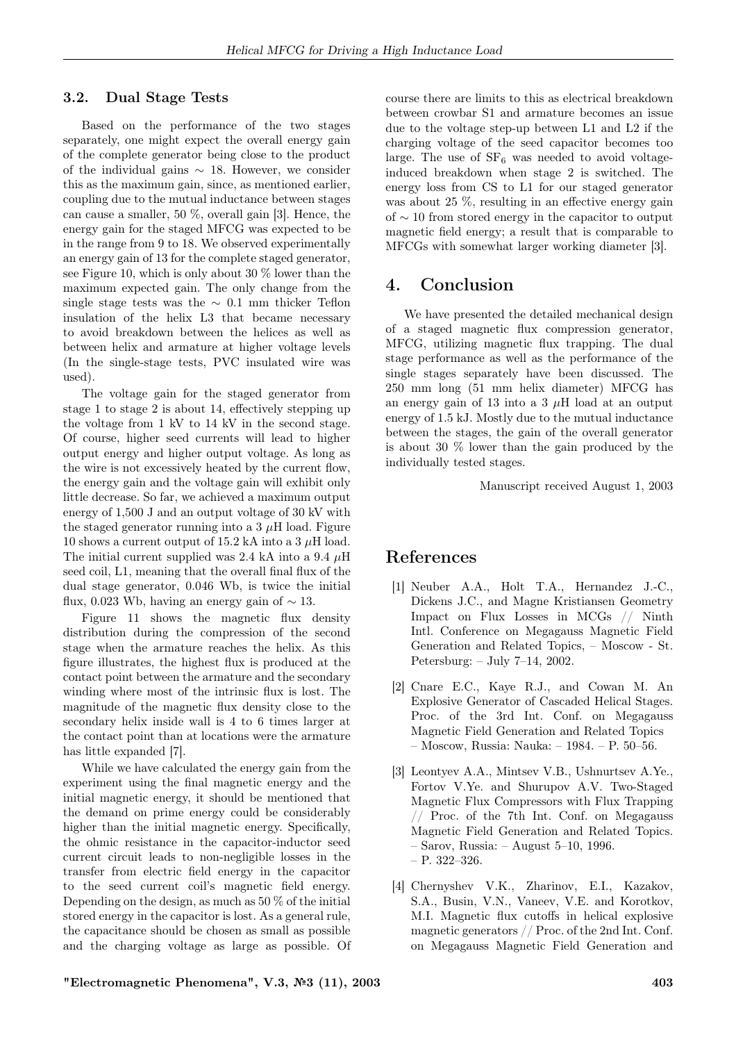### 3.2. Dual Stage Tests

Based on the performance of the two stages separately, one might expect the overall energy gain of the complete generator being close to the product of the individual gains $\sim$ 18. However, we consider this as the maximum gain, since, as mentioned earlier, coupling due to the mutual inductance between stages can cause a smaller, 50 %, overall gain [3]. Hence, the energy gain for the staged MFCG was expected to be in the range from 9 to 18. We observed experimentally an energy gain of 13 for the complete staged generator, see Figure 10, which is only about 30 % lower than the maximum expected gain. The only change from the single stage tests was the $\sim$ 0.1 mm thicker Teflon insulation of the helix L3 that became necessary to avoid breakdown between the helices as well as between helix and armature at higher voltage levels (In the single-stage tests, PVC insulated wire was used).

The voltage gain for the staged generator from stage 1 to stage 2 is about 14, effectively stepping up the voltage from 1 kV to 14 kV in the second stage. Of course, higher seed currents will lead to higher output energy and higher output voltage. As long as the wire is not excessively heated by the current flow, the energy gain and the voltage gain will exhibit only little decrease. So far, we achieved a maximum output energy of 1,500 J and an output voltage of 30 kV with the staged generator running into a 3 $\mu$H load. Figure 10 shows a current output of 15.2 kA into a 3 $\mu$H load. The initial current supplied was 2.4 kA into a 9.4 $\mu$H seed coil, L1, meaning that the overall final flux of the dual stage generator, 0.046 Wb, is twice the initial flux, 0.023 Wb, having an energy gain of $\sim$ 13.

Figure 11 shows the magnetic flux density distribution during the compression of the second stage when the armature reaches the helix. As this figure illustrates, the highest flux is produced at the contact point between the armature and the secondary winding where most of the intrinsic flux is lost. The magnitude of the magnetic flux density close to the secondary helix inside wall is 4 to 6 times larger at the contact point than at locations were the armature has little expanded [7].

While we have calculated the energy gain from the experiment using the final magnetic energy and the initial magnetic energy, it should be mentioned that the demand on prime energy could be considerably higher than the initial magnetic energy. Specifically, the ohmic resistance in the capacitor-inductor seed current circuit leads to non-negligible losses in the transfer from electric field energy in the capacitor to the seed current coil's magnetic field energy. Depending on the design, as much as 50 % of the initial stored energy in the capacitor is lost. As a general rule, the capacitance should be chosen as small as possible and the charging voltage as large as possible. Of course there are limits to this as electrical breakdown between crowbar S1 and armature becomes an issue due to the voltage step-up between L1 and L2 if the charging voltage of the seed capacitor becomes too large. The use of $SF_6$ was needed to avoid voltage-induced breakdown when stage 2 is switched. The energy loss from CS to L1 for our staged generator was about 25 %, resulting in an effective energy gain of $\sim$ 10 from stored energy in the capacitor to output magnetic field energy; a result that is comparable to MFCGs with somewhat larger working diameter [3].

## 4. Conclusion

We have presented the detailed mechanical design of a staged magnetic flux compression generator, MFCG, utilizing magnetic flux trapping. The dual stage performance as well as the performance of the single stages separately have been discussed. The 250 mm long (51 mm helix diameter) MFCG has an energy gain of 13 into a 3 $\mu$H load at an output energy of 1.5 kJ. Mostly due to the mutual inductance between the stages, the gain of the overall generator is about 30 % lower than the gain produced by the individually tested stages.

Manuscript received August 1, 2003

## References

[1] Neuber A.A., Holt T.A., Hernandez J.-C., Dickens J.C., and Magne Kristiansen Geometry Impact on Flux Losses in MCGs // Ninth Intl. Conference on Megagauss Magnetic Field Generation and Related Topics, – Moscow - St. Petersburg: – July 7–14, 2002.

[2] Cnare E.C., Kaye R.J., and Cowan M. An Explosive Generator of Cascaded Helical Stages. Proc. of the 3rd Int. Conf. on Megagauss Magnetic Field Generation and Related Topics – Moscow, Russia: Nauka: – 1984. – P. 50–56.

[3] Leontyev A.A., Mintsev V.B., Ushnurtsev A.Ye., Fortov V.Ye. and Shurupov A.V. Two-Staged Magnetic Flux Compressors with Flux Trapping // Proc. of the 7th Int. Conf. on Megagauss Magnetic Field Generation and Related Topics. – Sarov, Russia: – August 5–10, 1996. – P. 322–326.

[4] Chernyshev V.K., Zharinov, E.I., Kazakov, S.A., Busin, V.N., Vaneev, V.E. and Korotkov, M.I. Magnetic flux cutoffs in helical explosive magnetic generators // Proc. of the 2nd Int. Conf. on Megagauss Magnetic Field Generation and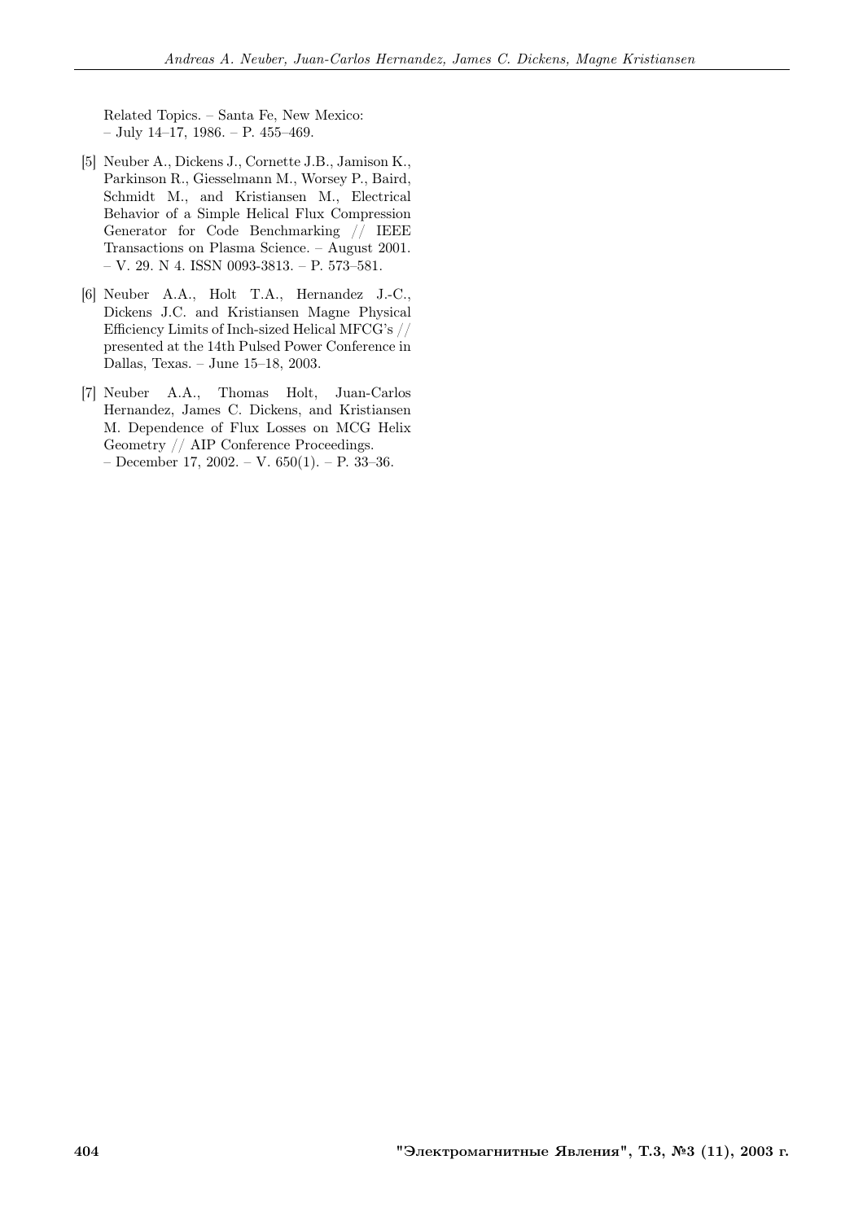Related Topics. – Santa Fe, New Mexico: – July 14–17, 1986. – P. 455–469.

[5] Neuber A., Dickens J., Cornette J.B., Jamison K., Parkinson R., Giesselmann M., Worsey P., Baird, Schmidt M., and Kristiansen M., Electrical Behavior of a Simple Helical Flux Compression Generator for Code Benchmarking // IEEE Transactions on Plasma Science. – August 2001. – V. 29. N 4. ISSN 0093-3813. – P. 573–581.

[6] Neuber A.A., Holt T.A., Hernandez J.-C., Dickens J.C. and Kristiansen Magne Physical Efficiency Limits of Inch-sized Helical MFCG's // presented at the 14th Pulsed Power Conference in Dallas, Texas. – June 15–18, 2003.

[7] Neuber A.A., Thomas Holt, Juan-Carlos Hernandez, James C. Dickens, and Kristiansen M. Dependence of Flux Losses on MCG Helix Geometry // AIP Conference Proceedings. – December 17, 2002. – V. 650(1). – P. 33–36.